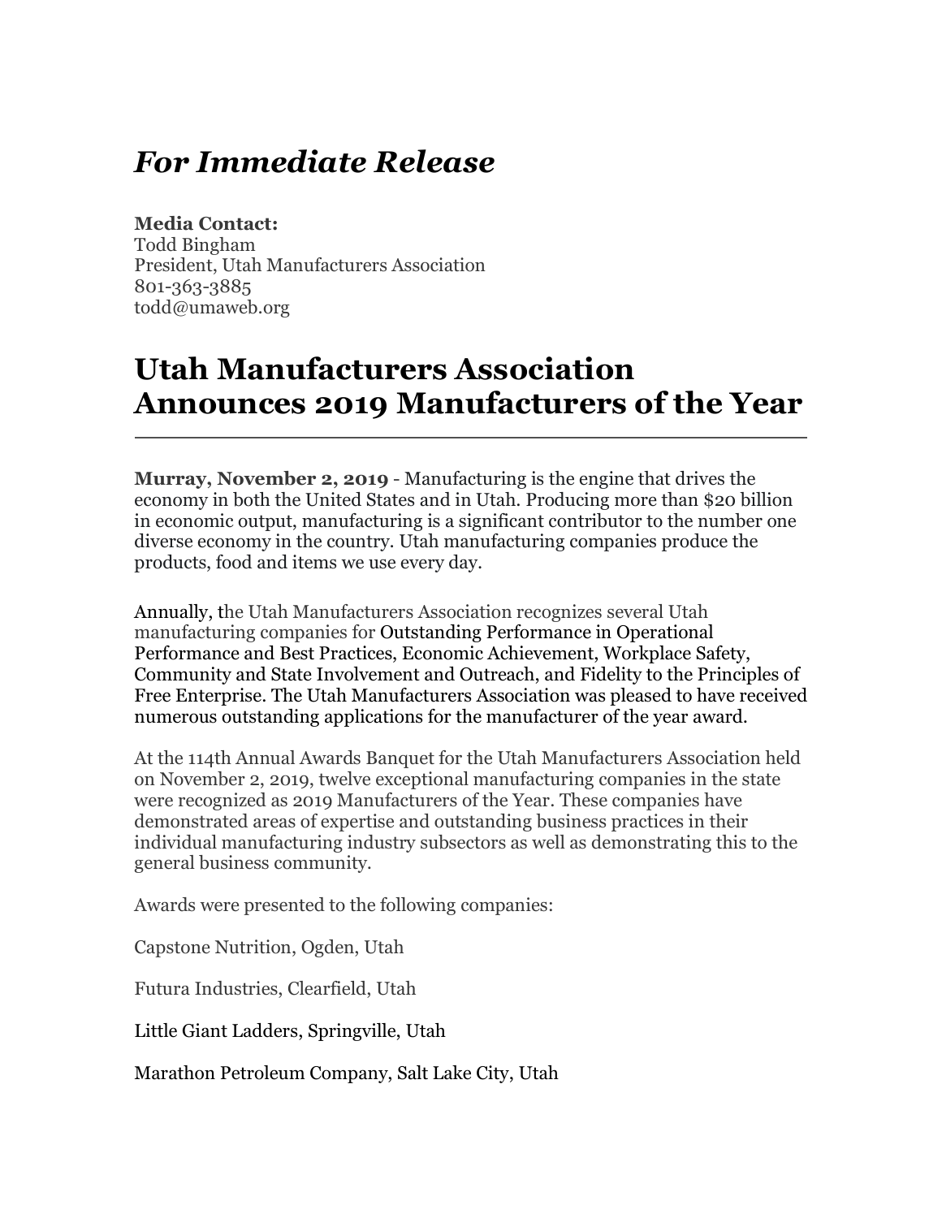# *For Immediate Release*

**Media Contact:**
Todd Bingham
President, Utah Manufacturers Association
801-363-3885
todd@umaweb.org

# Utah Manufacturers Association Announces 2019 Manufacturers of the Year

---

**Murray, November 2, 2019** - Manufacturing is the engine that drives the economy in both the United States and in Utah. Producing more than $20 billion in economic output, manufacturing is a significant contributor to the number one diverse economy in the country. Utah manufacturing companies produce the products, food and items we use every day.

Annually, the Utah Manufacturers Association recognizes several Utah manufacturing companies for Outstanding Performance in Operational Performance and Best Practices, Economic Achievement, Workplace Safety, Community and State Involvement and Outreach, and Fidelity to the Principles of Free Enterprise. The Utah Manufacturers Association was pleased to have received numerous outstanding applications for the manufacturer of the year award.

At the 114th Annual Awards Banquet for the Utah Manufacturers Association held on November 2, 2019, twelve exceptional manufacturing companies in the state were recognized as 2019 Manufacturers of the Year. These companies have demonstrated areas of expertise and outstanding business practices in their individual manufacturing industry subsectors as well as demonstrating this to the general business community.

Awards were presented to the following companies:

Capstone Nutrition, Ogden, Utah

Futura Industries, Clearfield, Utah

Little Giant Ladders, Springville, Utah

Marathon Petroleum Company, Salt Lake City, Utah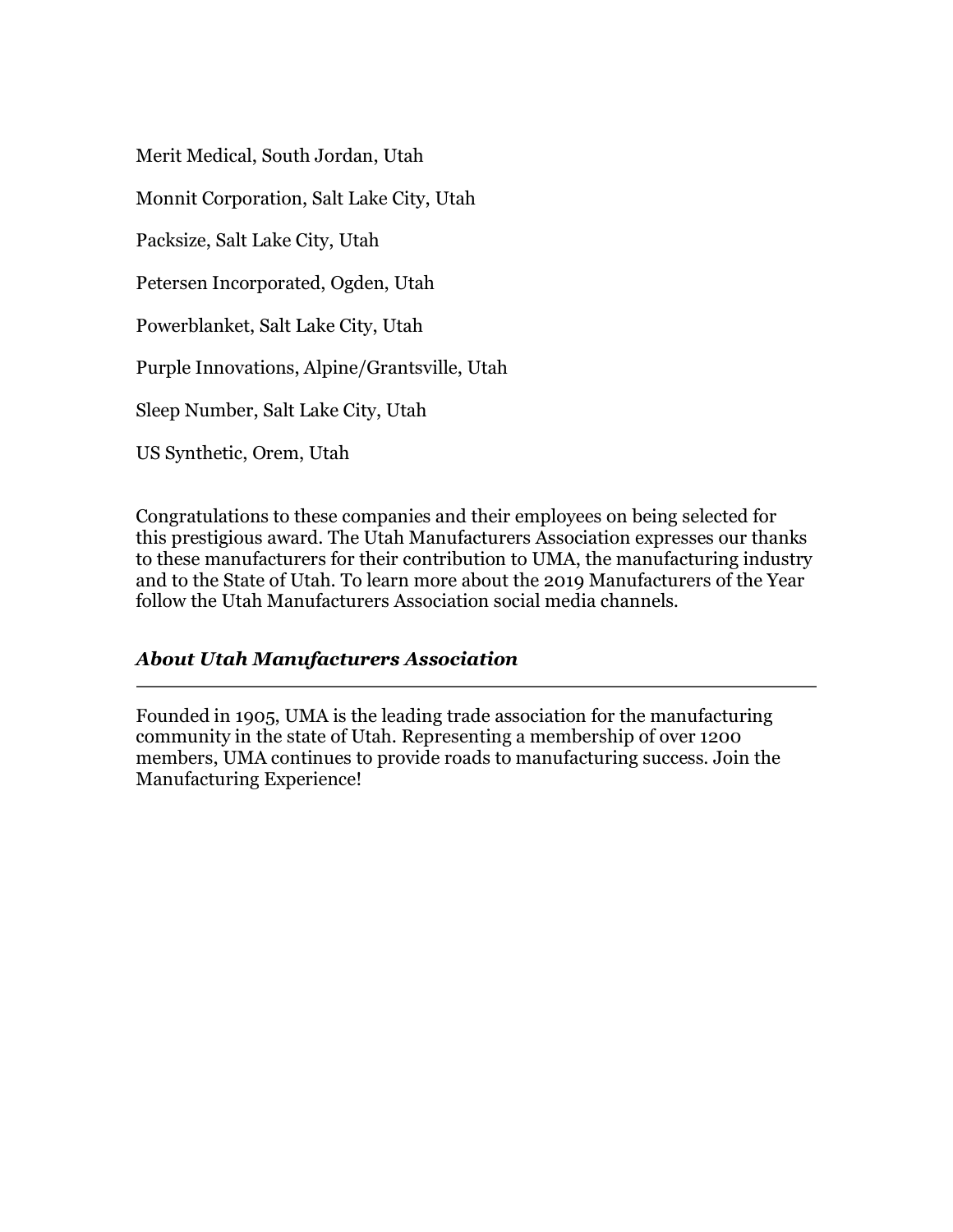Merit Medical, South Jordan, Utah

Monnit Corporation, Salt Lake City, Utah

Packsize, Salt Lake City, Utah

Petersen Incorporated, Ogden, Utah

Powerblanket, Salt Lake City, Utah

Purple Innovations, Alpine/Grantsville, Utah

Sleep Number, Salt Lake City, Utah

US Synthetic, Orem, Utah

Congratulations to these companies and their employees on being selected for this prestigious award. The Utah Manufacturers Association expresses our thanks to these manufacturers for their contribution to UMA, the manufacturing industry and to the State of Utah. To learn more about the 2019 Manufacturers of the Year follow the Utah Manufacturers Association social media channels.

### *About Utah Manufacturers Association*

---

Founded in 1905, UMA is the leading trade association for the manufacturing community in the state of Utah. Representing a membership of over 1200 members, UMA continues to provide roads to manufacturing success. Join the Manufacturing Experience!